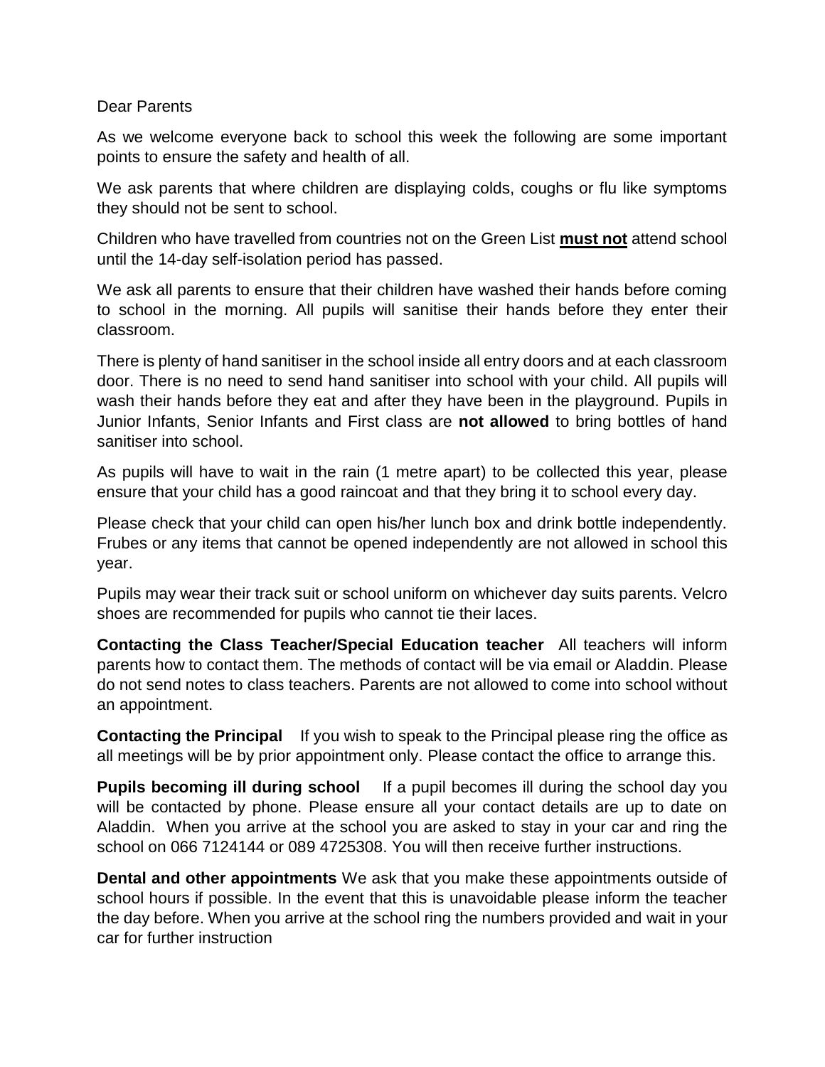Dear Parents

As we welcome everyone back to school this week the following are some important points to ensure the safety and health of all.

We ask parents that where children are displaying colds, coughs or flu like symptoms they should not be sent to school.

Children who have travelled from countries not on the Green List **must not** attend school until the 14-day self-isolation period has passed.

We ask all parents to ensure that their children have washed their hands before coming to school in the morning. All pupils will sanitise their hands before they enter their classroom.

There is plenty of hand sanitiser in the school inside all entry doors and at each classroom door. There is no need to send hand sanitiser into school with your child. All pupils will wash their hands before they eat and after they have been in the playground. Pupils in Junior Infants, Senior Infants and First class are **not allowed** to bring bottles of hand sanitiser into school.

As pupils will have to wait in the rain (1 metre apart) to be collected this year, please ensure that your child has a good raincoat and that they bring it to school every day.

Please check that your child can open his/her lunch box and drink bottle independently. Frubes or any items that cannot be opened independently are not allowed in school this year.

Pupils may wear their track suit or school uniform on whichever day suits parents. Velcro shoes are recommended for pupils who cannot tie their laces.

**Contacting the Class Teacher/Special Education teacher** All teachers will inform parents how to contact them. The methods of contact will be via email or Aladdin. Please do not send notes to class teachers. Parents are not allowed to come into school without an appointment.

**Contacting the Principal** If you wish to speak to the Principal please ring the office as all meetings will be by prior appointment only. Please contact the office to arrange this.

**Pupils becoming ill during school** If a pupil becomes ill during the school day you will be contacted by phone. Please ensure all your contact details are up to date on Aladdin. When you arrive at the school you are asked to stay in your car and ring the school on 066 7124144 or 089 4725308. You will then receive further instructions.

**Dental and other appointments** We ask that you make these appointments outside of school hours if possible. In the event that this is unavoidable please inform the teacher the day before. When you arrive at the school ring the numbers provided and wait in your car for further instruction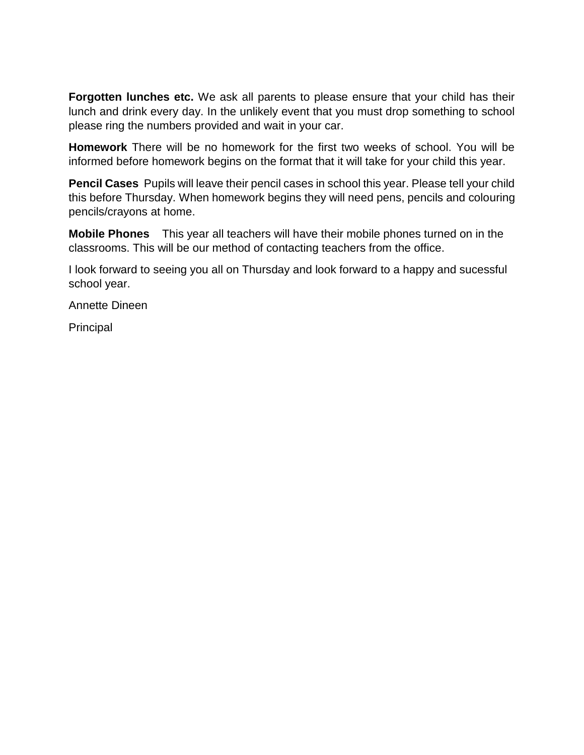**Forgotten lunches etc.** We ask all parents to please ensure that your child has their lunch and drink every day. In the unlikely event that you must drop something to school please ring the numbers provided and wait in your car.

**Homework** There will be no homework for the first two weeks of school. You will be informed before homework begins on the format that it will take for your child this year.

**Pencil Cases** Pupils will leave their pencil cases in school this year. Please tell your child this before Thursday. When homework begins they will need pens, pencils and colouring pencils/crayons at home.

**Mobile Phones** This year all teachers will have their mobile phones turned on in the classrooms. This will be our method of contacting teachers from the office.

I look forward to seeing you all on Thursday and look forward to a happy and sucessful school year.

Annette Dineen

Principal